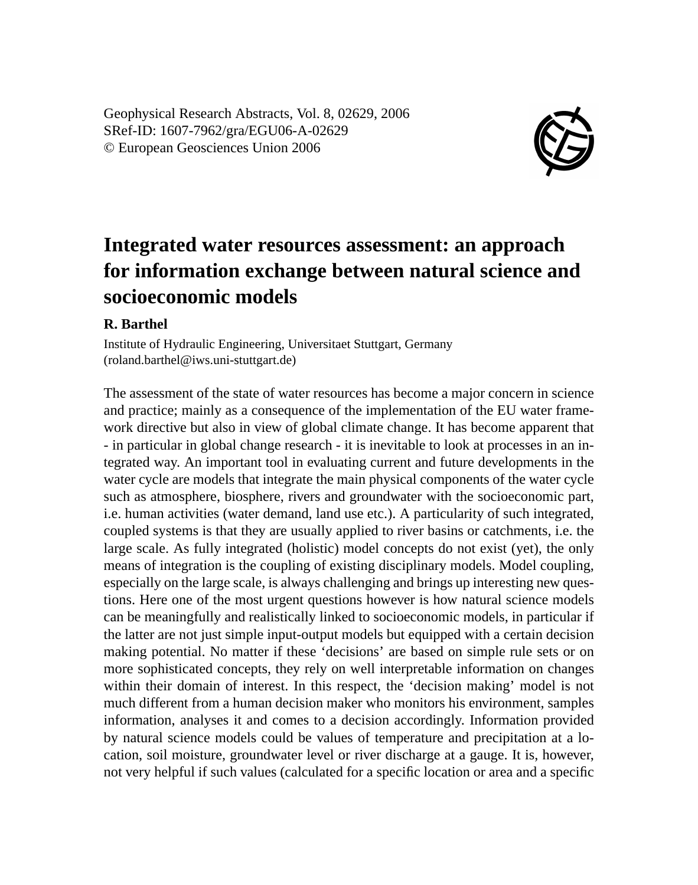Geophysical Research Abstracts, Vol. 8, 02629, 2006
SRef-ID: 1607-7962/gra/EGU06-A-02629
© European Geosciences Union 2006

# Integrated water resources assessment: an approach for information exchange between natural science and socioeconomic models

**R. Barthel**

Institute of Hydraulic Engineering, Universitaet Stuttgart, Germany
(roland.barthel@iws.uni-stuttgart.de)

The assessment of the state of water resources has become a major concern in science and practice; mainly as a consequence of the implementation of the EU water framework directive but also in view of global climate change. It has become apparent that - in particular in global change research - it is inevitable to look at processes in an integrated way. An important tool in evaluating current and future developments in the water cycle are models that integrate the main physical components of the water cycle such as atmosphere, biosphere, rivers and groundwater with the socioeconomic part, i.e. human activities (water demand, land use etc.). A particularity of such integrated, coupled systems is that they are usually applied to river basins or catchments, i.e. the large scale. As fully integrated (holistic) model concepts do not exist (yet), the only means of integration is the coupling of existing disciplinary models. Model coupling, especially on the large scale, is always challenging and brings up interesting new questions. Here one of the most urgent questions however is how natural science models can be meaningfully and realistically linked to socioeconomic models, in particular if the latter are not just simple input-output models but equipped with a certain decision making potential. No matter if these 'decisions' are based on simple rule sets or on more sophisticated concepts, they rely on well interpretable information on changes within their domain of interest. In this respect, the 'decision making' model is not much different from a human decision maker who monitors his environment, samples information, analyses it and comes to a decision accordingly. Information provided by natural science models could be values of temperature and precipitation at a location, soil moisture, groundwater level or river discharge at a gauge. It is, however, not very helpful if such values (calculated for a specific location or area and a specific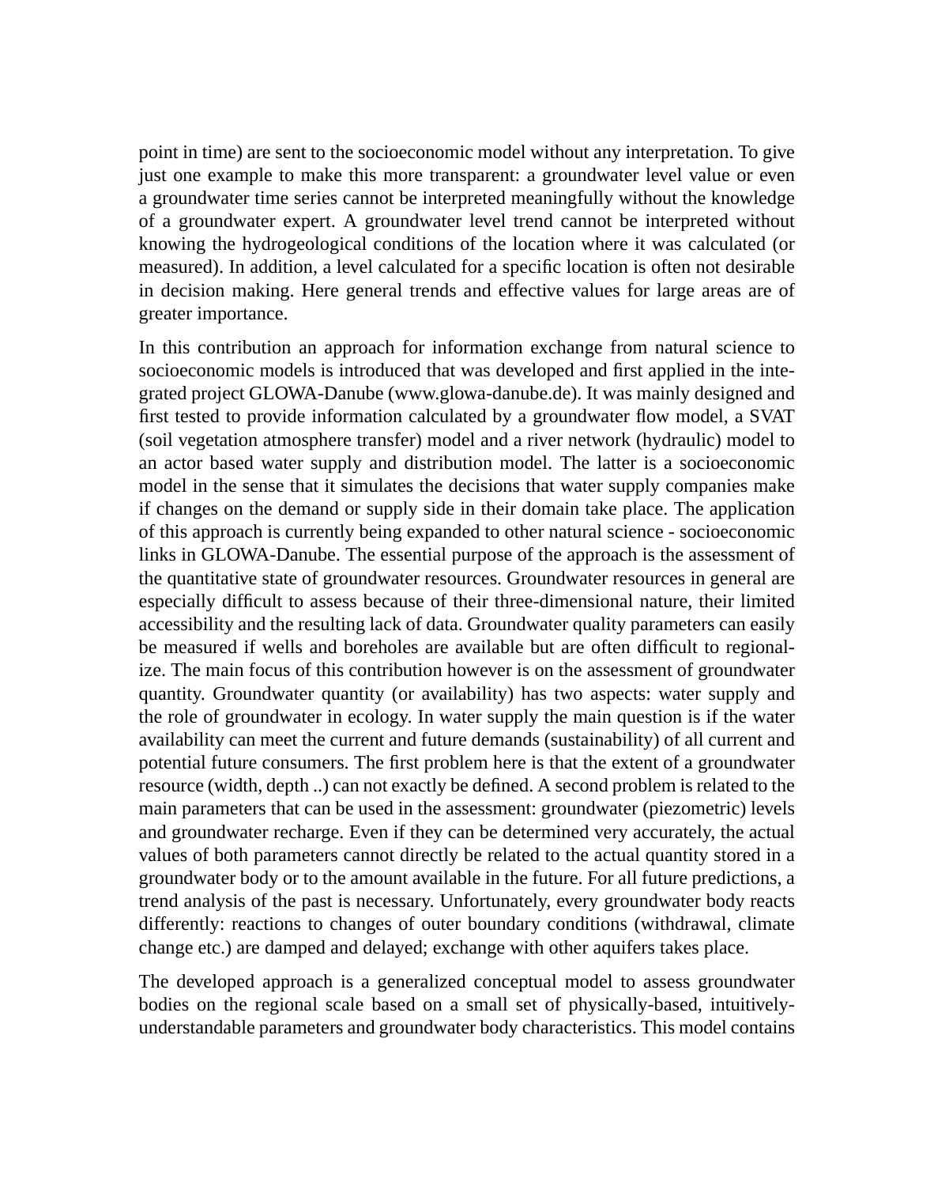point in time) are sent to the socioeconomic model without any interpretation. To give just one example to make this more transparent: a groundwater level value or even a groundwater time series cannot be interpreted meaningfully without the knowledge of a groundwater expert. A groundwater level trend cannot be interpreted without knowing the hydrogeological conditions of the location where it was calculated (or measured). In addition, a level calculated for a specific location is often not desirable in decision making. Here general trends and effective values for large areas are of greater importance.

In this contribution an approach for information exchange from natural science to socioeconomic models is introduced that was developed and first applied in the integrated project GLOWA-Danube (www.glowa-danube.de). It was mainly designed and first tested to provide information calculated by a groundwater flow model, a SVAT (soil vegetation atmosphere transfer) model and a river network (hydraulic) model to an actor based water supply and distribution model. The latter is a socioeconomic model in the sense that it simulates the decisions that water supply companies make if changes on the demand or supply side in their domain take place. The application of this approach is currently being expanded to other natural science - socioeconomic links in GLOWA-Danube. The essential purpose of the approach is the assessment of the quantitative state of groundwater resources. Groundwater resources in general are especially difficult to assess because of their three-dimensional nature, their limited accessibility and the resulting lack of data. Groundwater quality parameters can easily be measured if wells and boreholes are available but are often difficult to regionalize. The main focus of this contribution however is on the assessment of groundwater quantity. Groundwater quantity (or availability) has two aspects: water supply and the role of groundwater in ecology. In water supply the main question is if the water availability can meet the current and future demands (sustainability) of all current and potential future consumers. The first problem here is that the extent of a groundwater resource (width, depth ..) can not exactly be defined. A second problem is related to the main parameters that can be used in the assessment: groundwater (piezometric) levels and groundwater recharge. Even if they can be determined very accurately, the actual values of both parameters cannot directly be related to the actual quantity stored in a groundwater body or to the amount available in the future. For all future predictions, a trend analysis of the past is necessary. Unfortunately, every groundwater body reacts differently: reactions to changes of outer boundary conditions (withdrawal, climate change etc.) are damped and delayed; exchange with other aquifers takes place.

The developed approach is a generalized conceptual model to assess groundwater bodies on the regional scale based on a small set of physically-based, intuitively-understandable parameters and groundwater body characteristics. This model contains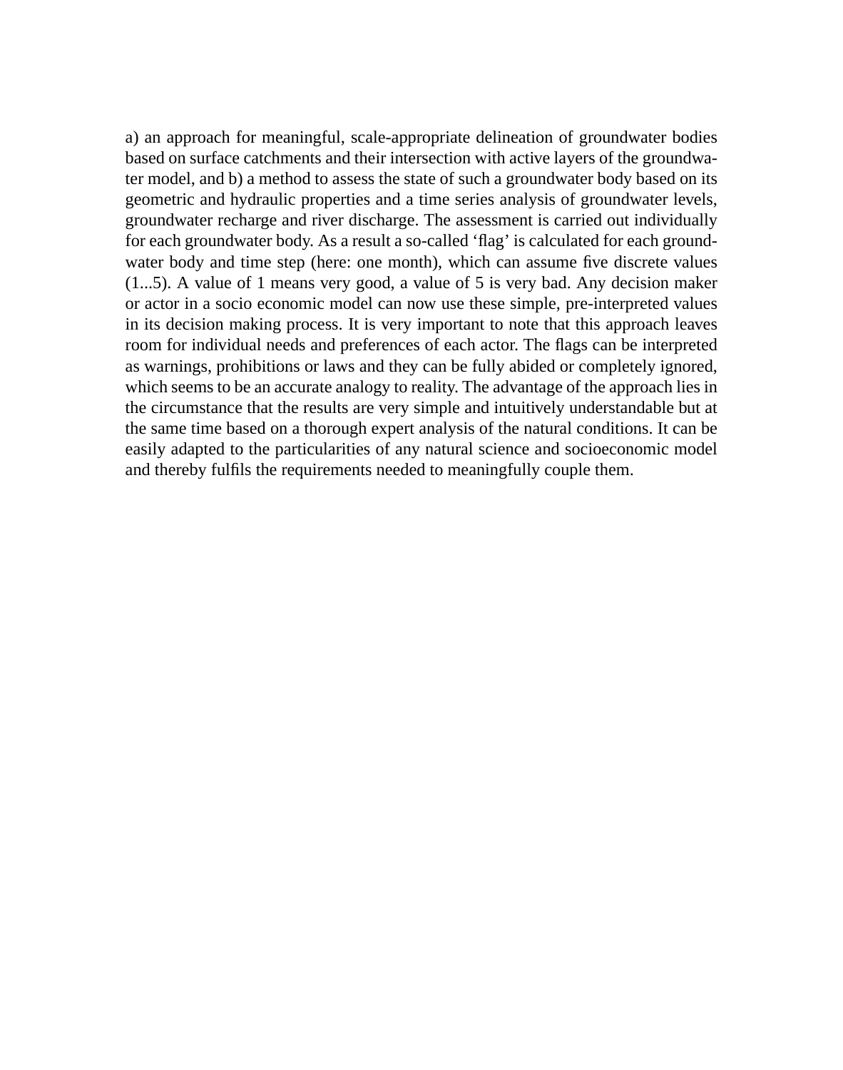a) an approach for meaningful, scale-appropriate delineation of groundwater bodies based on surface catchments and their intersection with active layers of the groundwater model, and b) a method to assess the state of such a groundwater body based on its geometric and hydraulic properties and a time series analysis of groundwater levels, groundwater recharge and river discharge. The assessment is carried out individually for each groundwater body. As a result a so-called 'flag' is calculated for each groundwater body and time step (here: one month), which can assume five discrete values (1...5). A value of 1 means very good, a value of 5 is very bad. Any decision maker or actor in a socio economic model can now use these simple, pre-interpreted values in its decision making process. It is very important to note that this approach leaves room for individual needs and preferences of each actor. The flags can be interpreted as warnings, prohibitions or laws and they can be fully abided or completely ignored, which seems to be an accurate analogy to reality. The advantage of the approach lies in the circumstance that the results are very simple and intuitively understandable but at the same time based on a thorough expert analysis of the natural conditions. It can be easily adapted to the particularities of any natural science and socioeconomic model and thereby fulfils the requirements needed to meaningfully couple them.